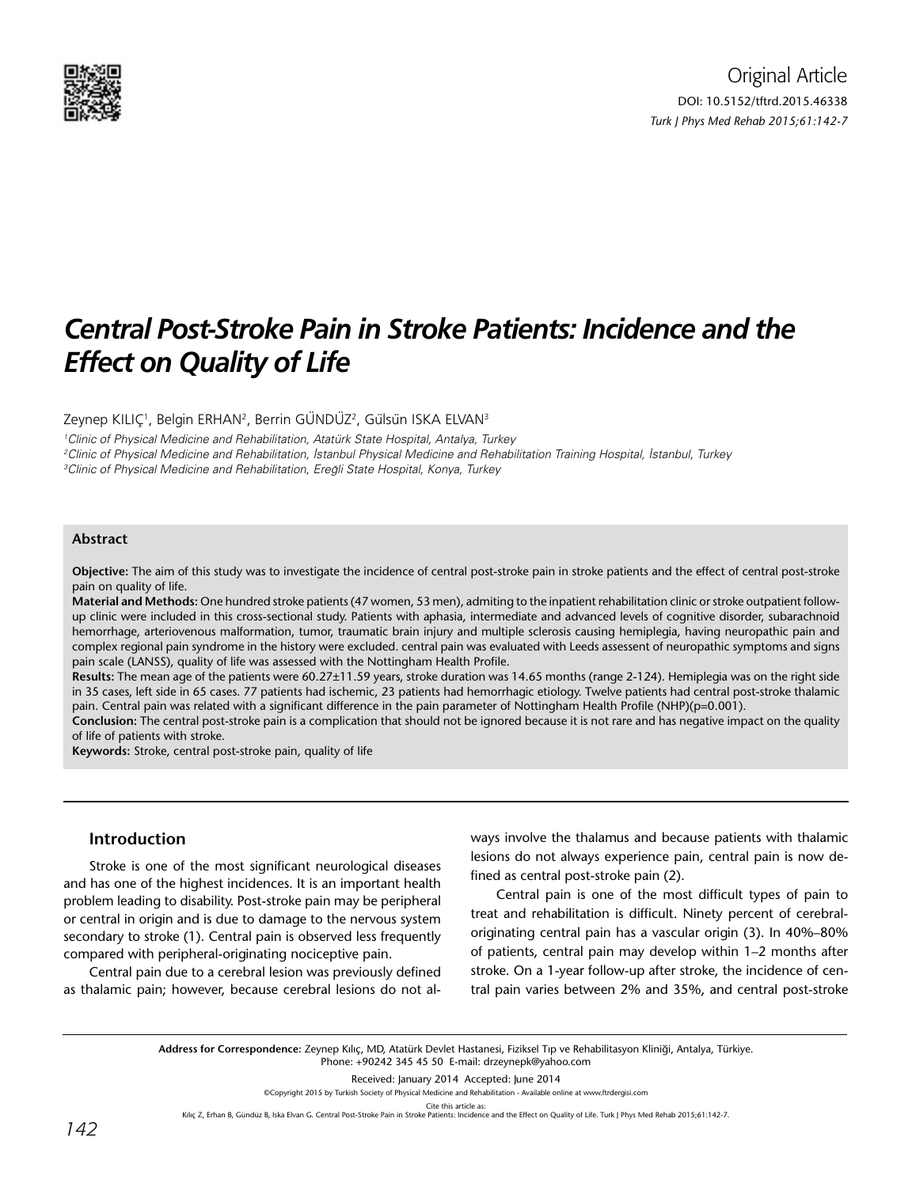Original Article

DOI: 10.5152/tftrd.2015.46338

# Central Post-Stroke Pain in Stroke Patients: Incidence and the Effect on Quality of Life

Zeynep KILIÇ[1], Belgin ERHAN[2], Berrin GÜNDÜZ[2], Gülsün ISKA ELVAN[3]

[1]Clinic of Physical Medicine and Rehabilitation, Atatürk State Hospital, Antalya, Turkey

[2]Clinic of Physical Medicine and Rehabilitation, İstanbul Physical Medicine and Rehabilitation Training Hospital, İstanbul, Turkey

[3]Clinic of Physical Medicine and Rehabilitation, Ereğli State Hospital, Konya, Turkey

### Abstract

**Objective:** The aim of this study was to investigate the incidence of central post-stroke pain in stroke patients and the effect of central post-stroke pain on quality of life.

**Material and Methods:** One hundred stroke patients (47 women, 53 men), admiting to the inpatient rehabilitation clinic or stroke outpatient follow-up clinic were included in this cross-sectional study. Patients with aphasia, intermediate and advanced levels of cognitive disorder, subarachnoid hemorrhage, arteriovenous malformation, tumor, traumatic brain injury and multiple sclerosis causing hemiplegia, having neuropathic pain and complex regional pain syndrome in the history were excluded. central pain was evaluated with Leeds assessent of neuropathic symptoms and signs pain scale (LANSS), quality of life was assessed with the Nottingham Health Profile.

**Results:** The mean age of the patients were 60.27±11.59 years, stroke duration was 14.65 months (range 2-124). Hemiplegia was on the right side in 35 cases, left side in 65 cases. 77 patients had ischemic, 23 patients had hemorrhagic etiology. Twelve patients had central post-stroke thalamic pain. Central pain was related with a significant difference in the pain parameter of Nottingham Health Profile (NHP)(p=0.001).

**Conclusion:** The central post-stroke pain is a complication that should not be ignored because it is not rare and has negative impact on the quality of life of patients with stroke.

**Keywords:** Stroke, central post-stroke pain, quality of life

## Introduction

Stroke is one of the most significant neurological diseases and has one of the highest incidences. It is an important health problem leading to disability. Post-stroke pain may be peripheral or central in origin and is due to damage to the nervous system secondary to stroke (1). Central pain is observed less frequently compared with peripheral-originating nociceptive pain.

Central pain due to a cerebral lesion was previously defined as thalamic pain; however, because cerebral lesions do not always involve the thalamus and because patients with thalamic lesions do not always experience pain, central pain is now defined as central post-stroke pain (2).

Central pain is one of the most difficult types of pain to treat and rehabilitation is difficult. Ninety percent of cerebral-originating central pain has a vascular origin (3). In 40%–80% of patients, central pain may develop within 1–2 months after stroke. On a 1-year follow-up after stroke, the incidence of central pain varies between 2% and 35%, and central post-stroke

---

**Address for Correspondence:** Zeynep Kılıç, MD, Atatürk Devlet Hastanesi, Fiziksel Tıp ve Rehabilitasyon Kliniği, Antalya, Türkiye. Phone: +90242 345 45 50 E-mail: drzeynepk@yahoo.com

Received: January 2014 Accepted: June 2014

©Copyright 2015 by Turkish Society of Physical Medicine and Rehabilitation - Available online at www.ftrdergisi.com

Cite this article as:
Kılıç Z, Erhan B, Gündüz B, Iska Elvan G. Central Post-Stroke Pain in Stroke Patients: Incidence and the Effect on Quality of Life. Turk J Phys Med Rehab 2015;61:142-7.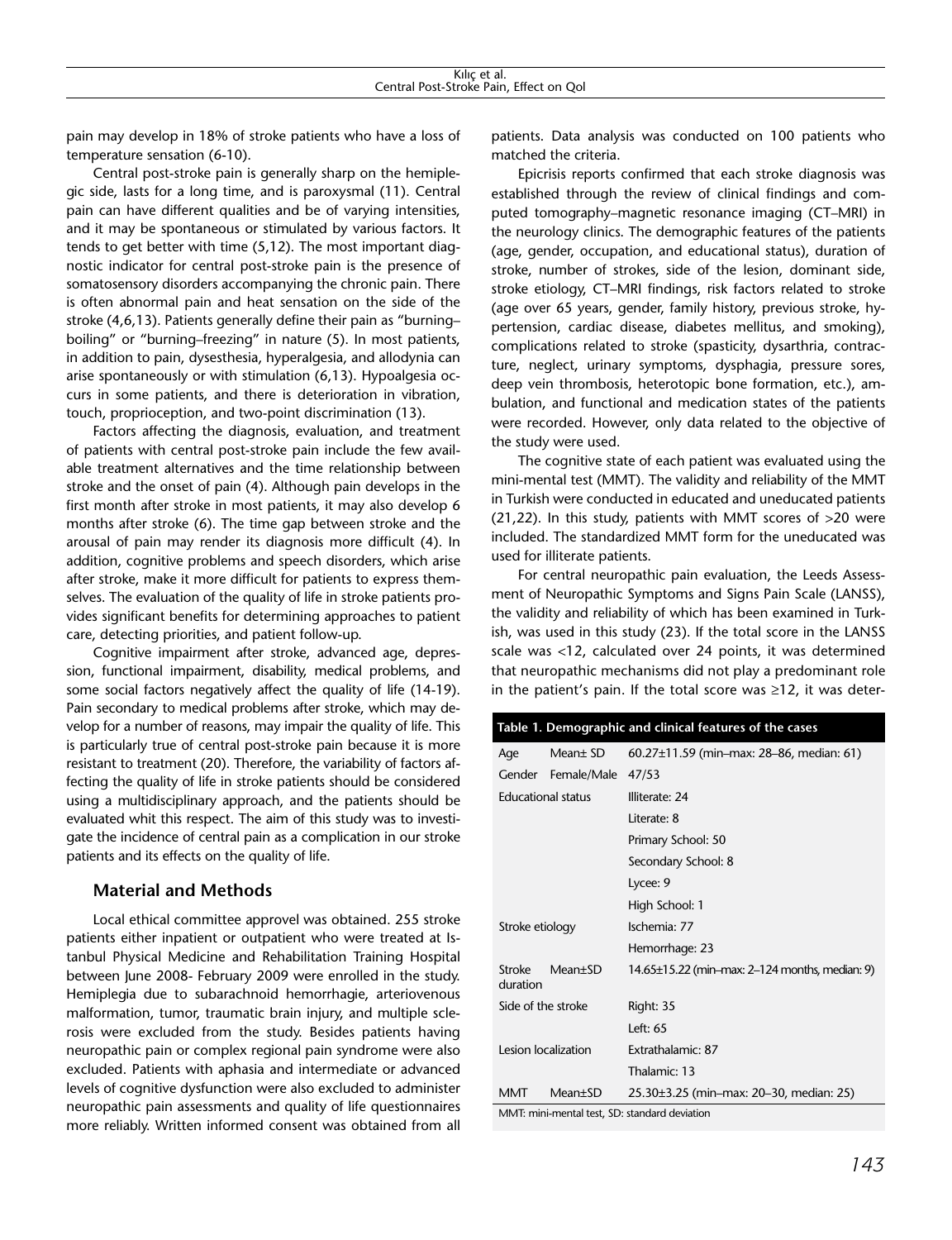pain may develop in 18% of stroke patients who have a loss of temperature sensation (6-10).

Central post-stroke pain is generally sharp on the hemiplegic side, lasts for a long time, and is paroxysmal (11). Central pain can have different qualities and be of varying intensities, and it may be spontaneous or stimulated by various factors. It tends to get better with time (5,12). The most important diagnostic indicator for central post-stroke pain is the presence of somatosensory disorders accompanying the chronic pain. There is often abnormal pain and heat sensation on the side of the stroke (4,6,13). Patients generally define their pain as "burning–boiling" or "burning–freezing" in nature (5). In most patients, in addition to pain, dysesthesia, hyperalgesia, and allodynia can arise spontaneously or with stimulation (6,13). Hypoalgesia occurs in some patients, and there is deterioration in vibration, touch, proprioception, and two-point discrimination (13).

Factors affecting the diagnosis, evaluation, and treatment of patients with central post-stroke pain include the few available treatment alternatives and the time relationship between stroke and the onset of pain (4). Although pain develops in the first month after stroke in most patients, it may also develop 6 months after stroke (6). The time gap between stroke and the arousal of pain may render its diagnosis more difficult (4). In addition, cognitive problems and speech disorders, which arise after stroke, make it more difficult for patients to express themselves. The evaluation of the quality of life in stroke patients provides significant benefits for determining approaches to patient care, detecting priorities, and patient follow-up.

Cognitive impairment after stroke, advanced age, depression, functional impairment, disability, medical problems, and some social factors negatively affect the quality of life (14-19). Pain secondary to medical problems after stroke, which may develop for a number of reasons, may impair the quality of life. This is particularly true of central post-stroke pain because it is more resistant to treatment (20). Therefore, the variability of factors affecting the quality of life in stroke patients should be considered using a multidisciplinary approach, and the patients should be evaluated whit this respect. The aim of this study was to investigate the incidence of central pain as a complication in our stroke patients and its effects on the quality of life.

## Material and Methods

Local ethical committee approvel was obtained. 255 stroke patients either inpatient or outpatient who were treated at Istanbul Physical Medicine and Rehabilitation Training Hospital between June 2008- February 2009 were enrolled in the study. Hemiplegia due to subarachnoid hemorrhagie, arteriovenous malformation, tumor, traumatic brain injury, and multiple sclerosis were excluded from the study. Besides patients having neuropathic pain or complex regional pain syndrome were also excluded. Patients with aphasia and intermediate or advanced levels of cognitive dysfunction were also excluded to administer neuropathic pain assessments and quality of life questionnaires more reliably. Written informed consent was obtained from all patients. Data analysis was conducted on 100 patients who matched the criteria.

Epicrisis reports confirmed that each stroke diagnosis was established through the review of clinical findings and computed tomography–magnetic resonance imaging (CT–MRI) in the neurology clinics. The demographic features of the patients (age, gender, occupation, and educational status), duration of stroke, number of strokes, side of the lesion, dominant side, stroke etiology, CT–MRI findings, risk factors related to stroke (age over 65 years, gender, family history, previous stroke, hypertension, cardiac disease, diabetes mellitus, and smoking), complications related to stroke (spasticity, dysarthria, contracture, neglect, urinary symptoms, dysphagia, pressure sores, deep vein thrombosis, heterotopic bone formation, etc.), ambulation, and functional and medication states of the patients were recorded. However, only data related to the objective of the study were used.

The cognitive state of each patient was evaluated using the mini-mental test (MMT). The validity and reliability of the MMT in Turkish were conducted in educated and uneducated patients (21,22). In this study, patients with MMT scores of >20 were included. The standardized MMT form for the uneducated was used for illiterate patients.

For central neuropathic pain evaluation, the Leeds Assessment of Neuropathic Symptoms and Signs Pain Scale (LANSS), the validity and reliability of which has been examined in Turkish, was used in this study (23). If the total score in the LANSS scale was <12, calculated over 24 points, it was determined that neuropathic mechanisms did not play a predominant role in the patient's pain. If the total score was ≥12, it was deter-

**Table 1. Demographic and clinical features of the cases**

| | | |
|---|---|---|
| Age | Mean± SD | 60.27±11.59 (min–max: 28–86, median: 61) |
| Gender | Female/Male | 47/53 |
| Educational status | | Illiterate: 24 |
| | | Literate: 8 |
| | | Primary School: 50 |
| | | Secondary School: 8 |
| | | Lycee: 9 |
| | | High School: 1 |
| Stroke etiology | | Ischemia: 77 |
| | | Hemorrhage: 23 |
| Stroke duration | Mean±SD | 14.65±15.22 (min–max: 2–124 months, median: 9) |
| Side of the stroke | | Right: 35 |
| | | Left: 65 |
| Lesion localization | | Extrathalamic: 87 |
| | | Thalamic: 13 |
| MMT | Mean±SD | 25.30±3.25 (min–max: 20–30, median: 25) |

MMT: mini-mental test, SD: standard deviation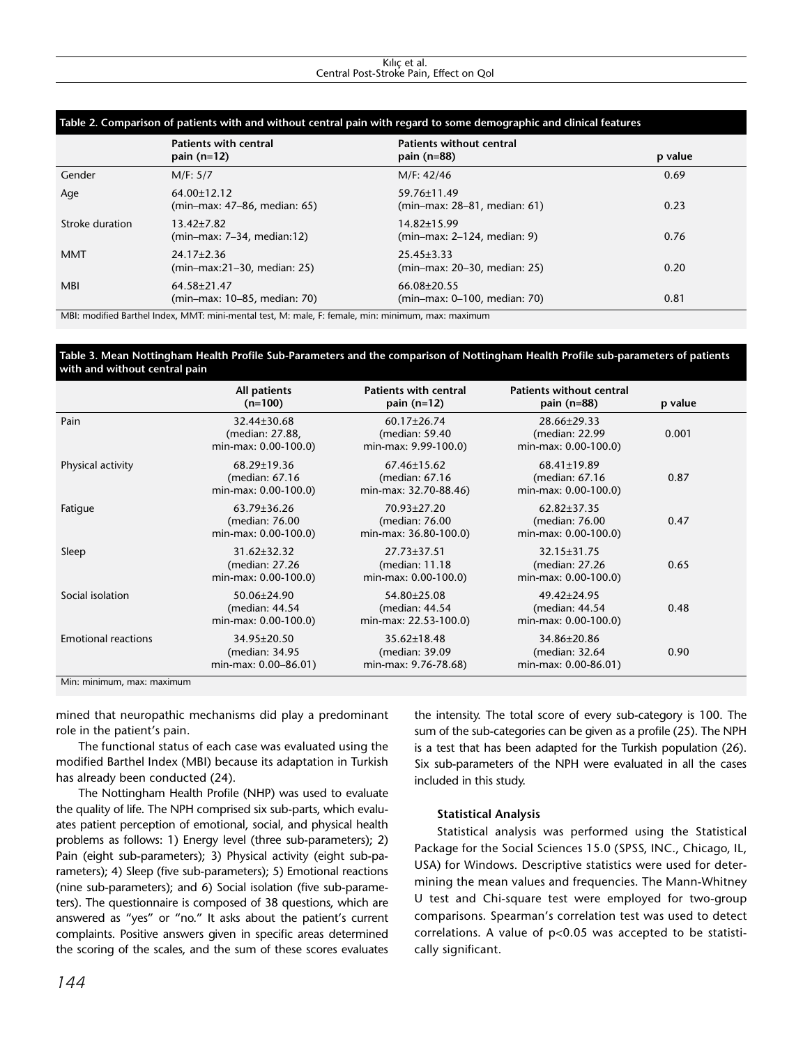**Table 2. Comparison of patients with and without central pain with regard to some demographic and clinical features**

| | Patients with central pain (n=12) | Patients without central pain (n=88) | p value |
|---|---|---|---|
| Gender | M/F: 5/7 | M/F: 42/46 | 0.69 |
| Age | 64.00±12.12 (min–max: 47–86, median: 65) | 59.76±11.49 (min–max: 28–81, median: 61) | 0.23 |
| Stroke duration | 13.42±7.82 (min–max: 7–34, median:12) | 14.82±15.99 (min–max: 2–124, median: 9) | 0.76 |
| MMT | 24.17±2.36 (min–max:21–30, median: 25) | 25.45±3.33 (min–max: 20–30, median: 25) | 0.20 |
| MBI | 64.58±21.47 (min–max: 10–85, median: 70) | 66.08±20.55 (min–max: 0–100, median: 70) | 0.81 |

MBI: modified Barthel Index, MMT: mini-mental test, M: male, F: female, min: minimum, max: maximum

**Table 3. Mean Nottingham Health Profile Sub-Parameters and the comparison of Nottingham Health Profile sub-parameters of patients with and without central pain**

| | All patients (n=100) | Patients with central pain (n=12) | Patients without central pain (n=88) | p value |
|---|---|---|---|---|
| Pain | 32.44±30.68 (median: 27.88, min-max: 0.00-100.0) | 60.17±26.74 (median: 59.40 min-max: 9.99-100.0) | 28.66±29.33 (median: 22.99 min-max: 0.00-100.0) | 0.001 |
| Physical activity | 68.29±19.36 (median: 67.16 min-max: 0.00-100.0) | 67.46±15.62 (median: 67.16 min-max: 32.70-88.46) | 68.41±19.89 (median: 67.16 min-max: 0.00-100.0) | 0.87 |
| Fatigue | 63.79±36.26 (median: 76.00 min-max: 0.00-100.0) | 70.93±27.20 (median: 76.00 min-max: 36.80-100.0) | 62.82±37.35 (median: 76.00 min-max: 0.00-100.0) | 0.47 |
| Sleep | 31.62±32.32 (median: 27.26 min-max: 0.00-100.0) | 27.73±37.51 (median: 11.18 min-max: 0.00-100.0) | 32.15±31.75 (median: 27.26 min-max: 0.00-100.0) | 0.65 |
| Social isolation | 50.06±24.90 (median: 44.54 min-max: 0.00-100.0) | 54.80±25.08 (median: 44.54 min-max: 22.53-100.0) | 49.42±24.95 (median: 44.54 min-max: 0.00-100.0) | 0.48 |
| Emotional reactions | 34.95±20.50 (median: 34.95 min-max: 0.00–86.01) | 35.62±18.48 (median: 39.09 min-max: 9.76-78.68) | 34.86±20.86 (median: 32.64 min-max: 0.00-86.01) | 0.90 |

Min: minimum, max: maximum

mined that neuropathic mechanisms did play a predominant role in the patient's pain.

The functional status of each case was evaluated using the modified Barthel Index (MBI) because its adaptation in Turkish has already been conducted (24).

The Nottingham Health Profile (NHP) was used to evaluate the quality of life. The NPH comprised six sub-parts, which evaluates patient perception of emotional, social, and physical health problems as follows: 1) Energy level (three sub-parameters); 2) Pain (eight sub-parameters); 3) Physical activity (eight sub-parameters); 4) Sleep (five sub-parameters); 5) Emotional reactions (nine sub-parameters); and 6) Social isolation (five sub-parameters). The questionnaire is composed of 38 questions, which are answered as "yes" or "no." It asks about the patient's current complaints. Positive answers given in specific areas determined the scoring of the scales, and the sum of these scores evaluates the intensity. The total score of every sub-category is 100. The sum of the sub-categories can be given as a profile (25). The NPH is a test that has been adapted for the Turkish population (26). Six sub-parameters of the NPH were evaluated in all the cases included in this study.

#### Statistical Analysis

Statistical analysis was performed using the Statistical Package for the Social Sciences 15.0 (SPSS, INC., Chicago, IL, USA) for Windows. Descriptive statistics were used for determining the mean values and frequencies. The Mann-Whitney U test and Chi-square test were employed for two-group comparisons. Spearman's correlation test was used to detect correlations. A value of $p<0.05$ was accepted to be statistically significant.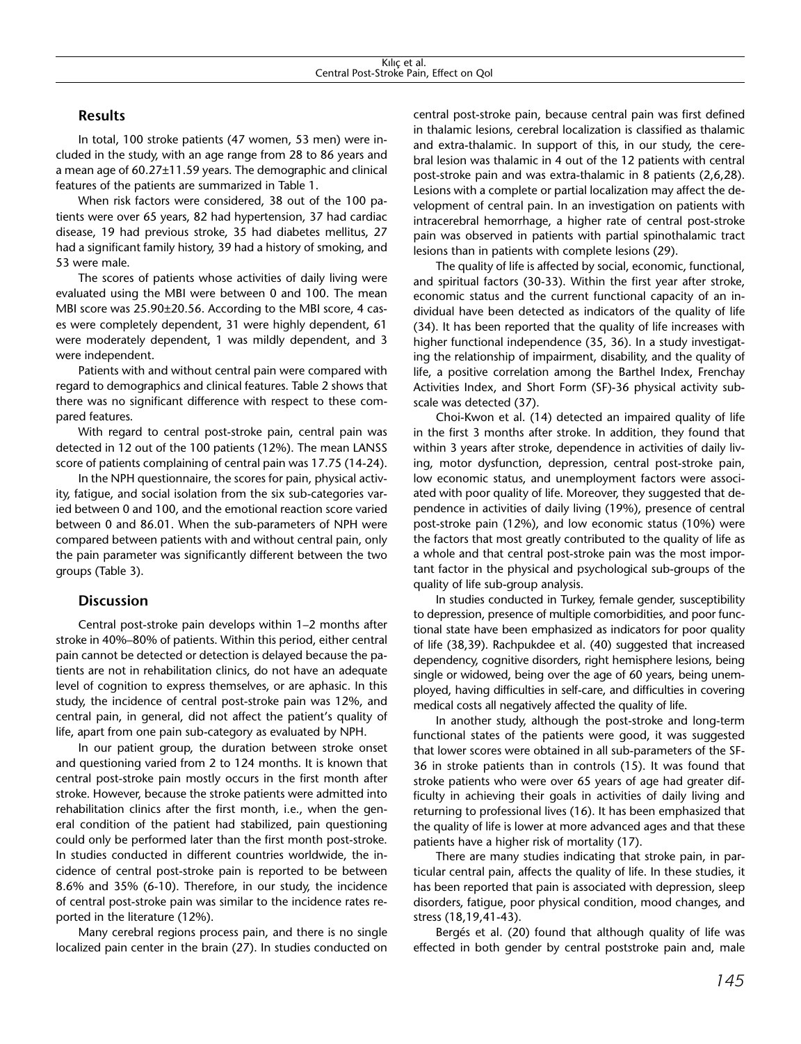## Results

In total, 100 stroke patients (47 women, 53 men) were included in the study, with an age range from 28 to 86 years and a mean age of 60.27±11.59 years. The demographic and clinical features of the patients are summarized in Table 1.

When risk factors were considered, 38 out of the 100 patients were over 65 years, 82 had hypertension, 37 had cardiac disease, 19 had previous stroke, 35 had diabetes mellitus, 27 had a significant family history, 39 had a history of smoking, and 53 were male.

The scores of patients whose activities of daily living were evaluated using the MBI were between 0 and 100. The mean MBI score was 25.90±20.56. According to the MBI score, 4 cases were completely dependent, 31 were highly dependent, 61 were moderately dependent, 1 was mildly dependent, and 3 were independent.

Patients with and without central pain were compared with regard to demographics and clinical features. Table 2 shows that there was no significant difference with respect to these compared features.

With regard to central post-stroke pain, central pain was detected in 12 out of the 100 patients (12%). The mean LANSS score of patients complaining of central pain was 17.75 (14-24).

In the NPH questionnaire, the scores for pain, physical activity, fatigue, and social isolation from the six sub-categories varied between 0 and 100, and the emotional reaction score varied between 0 and 86.01. When the sub-parameters of NPH were compared between patients with and without central pain, only the pain parameter was significantly different between the two groups (Table 3).

## Discussion

Central post-stroke pain develops within 1–2 months after stroke in 40%–80% of patients. Within this period, either central pain cannot be detected or detection is delayed because the patients are not in rehabilitation clinics, do not have an adequate level of cognition to express themselves, or are aphasic. In this study, the incidence of central post-stroke pain was 12%, and central pain, in general, did not affect the patient's quality of life, apart from one pain sub-category as evaluated by NPH.

In our patient group, the duration between stroke onset and questioning varied from 2 to 124 months. It is known that central post-stroke pain mostly occurs in the first month after stroke. However, because the stroke patients were admitted into rehabilitation clinics after the first month, i.e., when the general condition of the patient had stabilized, pain questioning could only be performed later than the first month post-stroke. In studies conducted in different countries worldwide, the incidence of central post-stroke pain is reported to be between 8.6% and 35% (6-10). Therefore, in our study, the incidence of central post-stroke pain was similar to the incidence rates reported in the literature (12%).

Many cerebral regions process pain, and there is no single localized pain center in the brain (27). In studies conducted on central post-stroke pain, because central pain was first defined in thalamic lesions, cerebral localization is classified as thalamic and extra-thalamic. In support of this, in our study, the cerebral lesion was thalamic in 4 out of the 12 patients with central post-stroke pain and was extra-thalamic in 8 patients (2,6,28). Lesions with a complete or partial localization may affect the development of central pain. In an investigation on patients with intracerebral hemorrhage, a higher rate of central post-stroke pain was observed in patients with partial spinothalamic tract lesions than in patients with complete lesions (29).

The quality of life is affected by social, economic, functional, and spiritual factors (30-33). Within the first year after stroke, economic status and the current functional capacity of an individual have been detected as indicators of the quality of life (34). It has been reported that the quality of life increases with higher functional independence (35, 36). In a study investigating the relationship of impairment, disability, and the quality of life, a positive correlation among the Barthel Index, Frenchay Activities Index, and Short Form (SF)-36 physical activity subscale was detected (37).

Choi-Kwon et al. (14) detected an impaired quality of life in the first 3 months after stroke. In addition, they found that within 3 years after stroke, dependence in activities of daily living, motor dysfunction, depression, central post-stroke pain, low economic status, and unemployment factors were associated with poor quality of life. Moreover, they suggested that dependence in activities of daily living (19%), presence of central post-stroke pain (12%), and low economic status (10%) were the factors that most greatly contributed to the quality of life as a whole and that central post-stroke pain was the most important factor in the physical and psychological sub-groups of the quality of life sub-group analysis.

In studies conducted in Turkey, female gender, susceptibility to depression, presence of multiple comorbidities, and poor functional state have been emphasized as indicators for poor quality of life (38,39). Rachpukdee et al. (40) suggested that increased dependency, cognitive disorders, right hemisphere lesions, being single or widowed, being over the age of 60 years, being unemployed, having difficulties in self-care, and difficulties in covering medical costs all negatively affected the quality of life.

In another study, although the post-stroke and long-term functional states of the patients were good, it was suggested that lower scores were obtained in all sub-parameters of the SF-36 in stroke patients than in controls (15). It was found that stroke patients who were over 65 years of age had greater difficulty in achieving their goals in activities of daily living and returning to professional lives (16). It has been emphasized that the quality of life is lower at more advanced ages and that these patients have a higher risk of mortality (17).

There are many studies indicating that stroke pain, in particular central pain, affects the quality of life. In these studies, it has been reported that pain is associated with depression, sleep disorders, fatigue, poor physical condition, mood changes, and stress (18,19,41-43).

Bergés et al. (20) found that although quality of life was effected in both gender by central poststroke pain and, male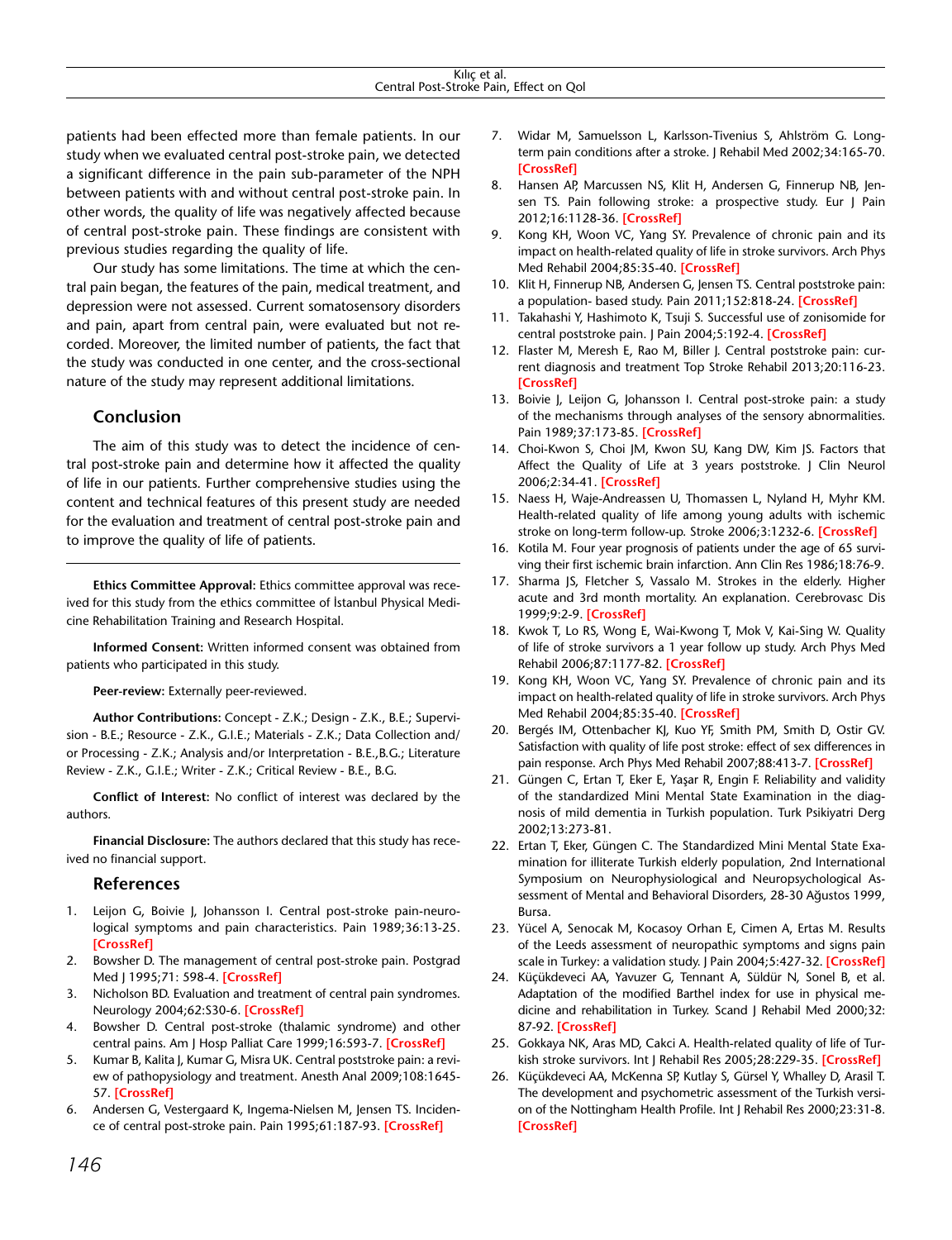patients had been effected more than female patients. In our study when we evaluated central post-stroke pain, we detected a significant difference in the pain sub-parameter of the NPH between patients with and without central post-stroke pain. In other words, the quality of life was negatively affected because of central post-stroke pain. These findings are consistent with previous studies regarding the quality of life.

Our study has some limitations. The time at which the central pain began, the features of the pain, medical treatment, and depression were not assessed. Current somatosensory disorders and pain, apart from central pain, were evaluated but not recorded. Moreover, the limited number of patients, the fact that the study was conducted in one center, and the cross-sectional nature of the study may represent additional limitations.

## Conclusion

The aim of this study was to detect the incidence of central post-stroke pain and determine how it affected the quality of life in our patients. Further comprehensive studies using the content and technical features of this present study are needed for the evaluation and treatment of central post-stroke pain and to improve the quality of life of patients.

---

**Ethics Committee Approval:** Ethics committee approval was received for this study from the ethics committee of İstanbul Physical Medicine Rehabilitation Training and Research Hospital.

**Informed Consent:** Written informed consent was obtained from patients who participated in this study.

**Peer-review:** Externally peer-reviewed.

**Author Contributions:** Concept - Z.K.; Design - Z.K., B.E.; Supervision - B.E.; Resource - Z.K., G.I.E.; Materials - Z.K.; Data Collection and/or Processing - Z.K.; Analysis and/or Interpretation - B.E.,B.G.; Literature Review - Z.K., G.I.E.; Writer - Z.K.; Critical Review - B.E., B.G.

**Conflict of Interest:** No conflict of interest was declared by the authors.

**Financial Disclosure:** The authors declared that this study has received no financial support.

## References

1. Leijon G, Boivie J, Johansson I. Central post-stroke pain-neurological symptoms and pain characteristics. Pain 1989;36:13-25. [CrossRef]
2. Bowsher D. The management of central post-stroke pain. Postgrad Med J 1995;71: 598-4. [CrossRef]
3. Nicholson BD. Evaluation and treatment of central pain syndromes. Neurology 2004;62:S30-6. [CrossRef]
4. Bowsher D. Central post-stroke (thalamic syndrome) and other central pains. Am J Hosp Palliat Care 1999;16:593-7. [CrossRef]
5. Kumar B, Kalita J, Kumar G, Misra UK. Central poststroke pain: a review of pathopysiology and treatment. Anesth Anal 2009;108:1645-57. [CrossRef]
6. Andersen G, Vestergaard K, Ingema-Nielsen M, Jensen TS. Incidence of central post-stroke pain. Pain 1995;61:187-93. [CrossRef]
7. Widar M, Samuelsson L, Karlsson-Tivenius S, Ahlström G. Long-term pain conditions after a stroke. J Rehabil Med 2002;34:165-70. [CrossRef]
8. Hansen AP, Marcussen NS, Klit H, Andersen G, Finnerup NB, Jensen TS. Pain following stroke: a prospective study. Eur J Pain 2012;16:1128-36. [CrossRef]
9. Kong KH, Woon VC, Yang SY. Prevalence of chronic pain and its impact on health-related quality of life in stroke survivors. Arch Phys Med Rehabil 2004;85:35-40. [CrossRef]
10. Klit H, Finnerup NB, Andersen G, Jensen TS. Central poststroke pain: a population- based study. Pain 2011;152:818-24. [CrossRef]
11. Takahashi Y, Hashimoto K, Tsuji S. Successful use of zonisomide for central poststroke pain. J Pain 2004;5:192-4. [CrossRef]
12. Flaster M, Meresh E, Rao M, Biller J. Central poststroke pain: current diagnosis and treatment Top Stroke Rehabil 2013;20:116-23. [CrossRef]
13. Boivie J, Leijon G, Johansson I. Central post-stroke pain: a study of the mechanisms through analyses of the sensory abnormalities. Pain 1989;37:173-85. [CrossRef]
14. Choi-Kwon S, Choi JM, Kwon SU, Kang DW, Kim JS. Factors that Affect the Quality of Life at 3 years poststroke. J Clin Neurol 2006;2:34-41. [CrossRef]
15. Naess H, Waje-Andreassen U, Thomassen L, Nyland H, Myhr KM. Health-related quality of life among young adults with ischemic stroke on long-term follow-up. Stroke 2006;3:1232-6. [CrossRef]
16. Kotila M. Four year prognosis of patients under the age of 65 surviving their first ischemic brain infarction. Ann Clin Res 1986;18:76-9.
17. Sharma JS, Fletcher S, Vassalo M. Strokes in the elderly. Higher acute and 3rd month mortality. An explanation. Cerebrovasc Dis 1999;9:2-9. [CrossRef]
18. Kwok T, Lo RS, Wong E, Wai-Kwong T, Mok V, Kai-Sing W. Quality of life of stroke survivors a 1 year follow up study. Arch Phys Med Rehabil 2006;87:1177-82. [CrossRef]
19. Kong KH, Woon VC, Yang SY. Prevalence of chronic pain and its impact on health-related quality of life in stroke survivors. Arch Phys Med Rehabil 2004;85:35-40. [CrossRef]
20. Bergés IM, Ottenbacher KJ, Kuo YF, Smith PM, Smith D, Ostir GV. Satisfaction with quality of life post stroke: effect of sex differences in pain response. Arch Phys Med Rehabil 2007;88:413-7. [CrossRef]
21. Güngen C, Ertan T, Eker E, Yaşar R, Engin F. Reliability and validity of the standardized Mini Mental State Examination in the diagnosis of mild dementia in Turkish population. Turk Psikiyatri Derg 2002;13:273-81.
22. Ertan T, Eker, Güngen C. The Standardized Mini Mental State Examination for illiterate Turkish elderly population, 2nd International Symposium on Neurophysiological and Neuropsychological Assessment of Mental and Behavioral Disorders, 28-30 Ağustos 1999, Bursa.
23. Yücel A, Senocak M, Kocasoy Orhan E, Cimen A, Ertas M. Results of the Leeds assessment of neuropathic symptoms and signs pain scale in Turkey: a validation study. J Pain 2004;5:427-32. [CrossRef]
24. Küçükdeveci AA, Yavuzer G, Tennant A, Süldür N, Sonel B, et al. Adaptation of the modified Barthel index for use in physical medicine and rehabilitation in Turkey. Scand J Rehabil Med 2000;32: 87-92. [CrossRef]
25. Gokkaya NK, Aras MD, Cakci A. Health-related quality of life of Turkish stroke survivors. Int J Rehabil Res 2005;28:229-35. [CrossRef]
26. Küçükdeveci AA, McKenna SP, Kutlay S, Gürsel Y, Whalley D, Arasil T. The development and psychometric assessment of the Turkish version of the Nottingham Health Profile. Int J Rehabil Res 2000;23:31-8. [CrossRef]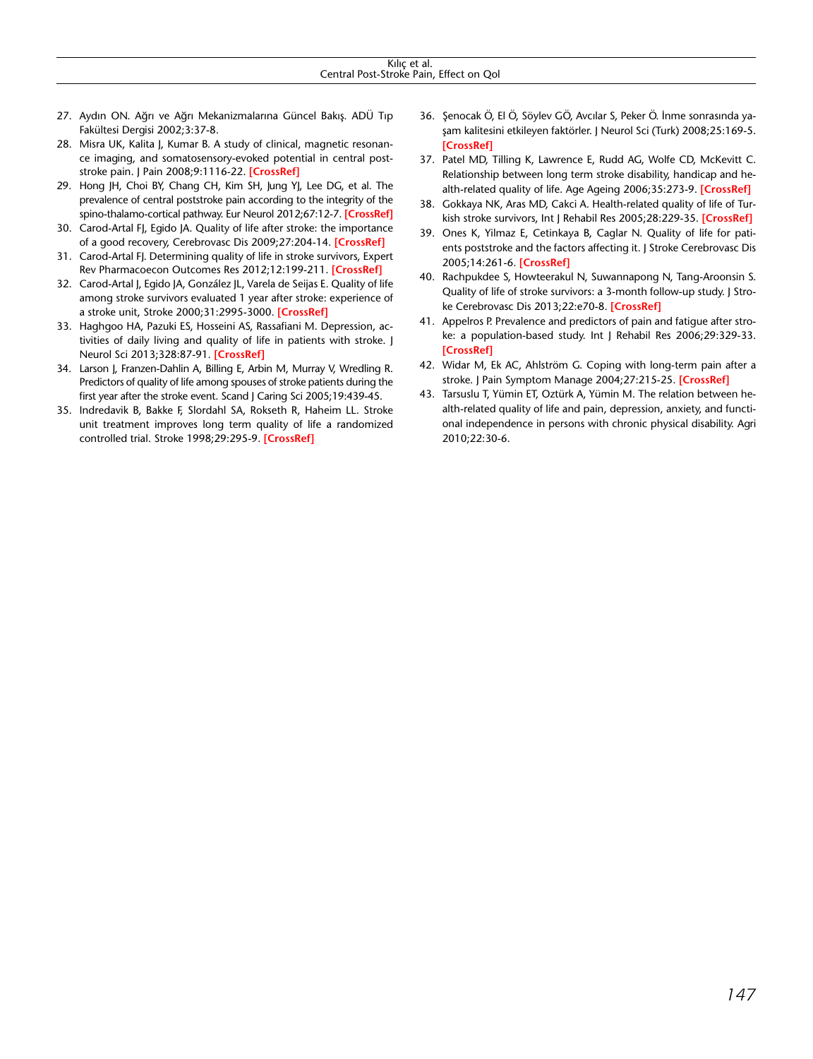27. Aydın ON. Ağrı ve Ağrı Mekanizmalarına Güncel Bakış. ADÜ Tıp Fakültesi Dergisi 2002;3:37-8.
28. Misra UK, Kalita J, Kumar B. A study of clinical, magnetic resonance imaging, and somatosensory-evoked potential in central poststroke pain. J Pain 2008;9:1116-22. [CrossRef]
29. Hong JH, Choi BY, Chang CH, Kim SH, Jung YJ, Lee DG, et al. The prevalence of central poststroke pain according to the integrity of the spino-thalamo-cortical pathway. Eur Neurol 2012;67:12-7. [CrossRef]
30. Carod-Artal FJ, Egido JA. Quality of life after stroke: the importance of a good recovery, Cerebrovasc Dis 2009;27:204-14. [CrossRef]
31. Carod-Artal FJ. Determining quality of life in stroke survivors, Expert Rev Pharmacoecon Outcomes Res 2012;12:199-211. [CrossRef]
32. Carod-Artal J, Egido JA, González JL, Varela de Seijas E. Quality of life among stroke survivors evaluated 1 year after stroke: experience of a stroke unit, Stroke 2000;31:2995-3000. [CrossRef]
33. Haghgoo HA, Pazuki ES, Hosseini AS, Rassafiani M. Depression, activities of daily living and quality of life in patients with stroke. J Neurol Sci 2013;328:87-91. [CrossRef]
34. Larson J, Franzen-Dahlin A, Billing E, Arbin M, Murray V, Wredling R. Predictors of quality of life among spouses of stroke patients during the first year after the stroke event. Scand J Caring Sci 2005;19:439-45.
35. Indredavik B, Bakke F, Slordahl SA, Rokseth R, Haheim LL. Stroke unit treatment improves long term quality of life a randomized controlled trial. Stroke 1998;29:295-9. [CrossRef]
36. Şenocak Ö, El Ö, Söylev GÖ, Avcılar S, Peker Ö. İnme sonrasında yaşam kalitesini etkileyen faktörler. J Neurol Sci (Turk) 2008;25:169-5. [CrossRef]
37. Patel MD, Tilling K, Lawrence E, Rudd AG, Wolfe CD, McKevitt C. Relationship between long term stroke disability, handicap and health-related quality of life. Age Ageing 2006;35:273-9. [CrossRef]
38. Gokkaya NK, Aras MD, Cakci A. Health-related quality of life of Turkish stroke survivors, Int J Rehabil Res 2005;28:229-35. [CrossRef]
39. Ones K, Yilmaz E, Cetinkaya B, Caglar N. Quality of life for patients poststroke and the factors affecting it. J Stroke Cerebrovasc Dis 2005;14:261-6. [CrossRef]
40. Rachpukdee S, Howteerakul N, Suwannapong N, Tang-Aroonsin S. Quality of life of stroke survivors: a 3-month follow-up study. J Stroke Cerebrovasc Dis 2013;22:e70-8. [CrossRef]
41. Appelros P. Prevalence and predictors of pain and fatigue after stroke: a population-based study. Int J Rehabil Res 2006;29:329-33. [CrossRef]
42. Widar M, Ek AC, Ahlström G. Coping with long-term pain after a stroke. J Pain Symptom Manage 2004;27:215-25. [CrossRef]
43. Tarsuslu T, Yümin ET, Oztürk A, Yümin M. The relation between health-related quality of life and pain, depression, anxiety, and functional independence in persons with chronic physical disability. Agri 2010;22:30-6.